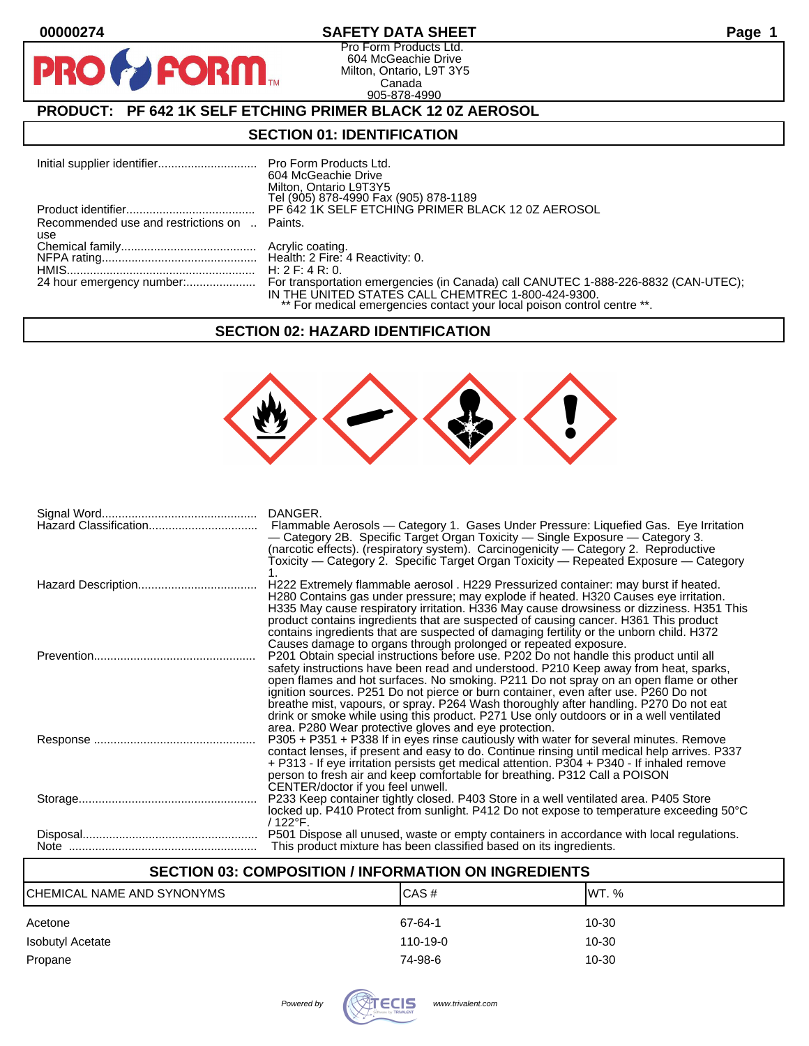# SAFETY DATA SHEET

Pro Form Products Ltd.
604 McGeachie Drive
Milton, Ontario, L9T 3Y5
Canada
905-878-4990

## PRODUCT: PF 642 1K SELF ETCHING PRIMER BLACK 12 0Z AEROSOL

## SECTION 01: IDENTIFICATION

| | |
|---|---|
| Initial supplier identifier | Pro Form Products Ltd.<br>604 McGeachie Drive<br>Milton, Ontario L9T3Y5<br>Tel (905) 878-4990 Fax (905) 878-1189 |
| Product identifier | PF 642 1K SELF ETCHING PRIMER BLACK 12 0Z AEROSOL |
| Recommended use and restrictions on use | Paints. |
| Chemical family | Acrylic coating. |
| NFPA rating | Health: 2 Fire: 4 Reactivity: 0. |
| HMIS | H: 2 F: 4 R: 0. |
| 24 hour emergency number: | For transportation emergencies (in Canada) call CANUTEC 1-888-226-8832 (CAN-UTEC); IN THE UNITED STATES CALL CHEMTREC 1-800-424-9300.<br>** For medical emergencies contact your local poison control centre **. |

## SECTION 02: HAZARD IDENTIFICATION

| | |
|---|---|
| Signal Word | DANGER. |
| Hazard Classification | Flammable Aerosols — Category 1. Gases Under Pressure: Liquefied Gas. Eye Irritation — Category 2B. Specific Target Organ Toxicity — Single Exposure — Category 3. (narcotic effects). (respiratory system). Carcinogenicity — Category 2. Reproductive Toxicity — Category 2. Specific Target Organ Toxicity — Repeated Exposure — Category 1. |
| Hazard Description | H222 Extremely flammable aerosol . H229 Pressurized container: may burst if heated. H280 Contains gas under pressure; may explode if heated. H320 Causes eye irritation. H335 May cause respiratory irritation. H336 May cause drowsiness or dizziness. H351 This product contains ingredients that are suspected of causing cancer. H361 This product contains ingredients that are suspected of damaging fertility or the unborn child. H372 Causes damage to organs through prolonged or repeated exposure. |
| Prevention | P201 Obtain special instructions before use. P202 Do not handle this product until all safety instructions have been read and understood. P210 Keep away from heat, sparks, open flames and hot surfaces. No smoking. P211 Do not spray on an open flame or other ignition sources. P251 Do not pierce or burn container, even after use. P260 Do not breathe mist, vapours, or spray. P264 Wash thoroughly after handling. P270 Do not eat drink or smoke while using this product. P271 Use only outdoors or in a well ventilated area. P280 Wear protective gloves and eye protection. |
| Response | P305 + P351 + P338 If in eyes rinse cautiously with water for several minutes. Remove contact lenses, if present and easy to do. Continue rinsing until medical help arrives. P337 + P313 - If eye irritation persists get medical attention. P304 + P340 - If inhaled remove person to fresh air and keep comfortable for breathing. P312 Call a POISON CENTER/doctor if you feel unwell. |
| Storage | P233 Keep container tightly closed. P403 Store in a well ventilated area. P405 Store locked up. P410 Protect from sunlight. P412 Do not expose to temperature exceeding 50°C / 122°F. |
| Disposal | P501 Dispose all unused, waste or empty containers in accordance with local regulations. |
| Note | This product mixture has been classified based on its ingredients. |

## SECTION 03: COMPOSITION / INFORMATION ON INGREDIENTS

| CHEMICAL NAME AND SYNONYMS | CAS # | WT. % |
|---|---|---|
| Acetone | 67-64-1 | 10-30 |
| Isobutyl Acetate | 110-19-0 | 10-30 |
| Propane | 74-98-6 | 10-30 |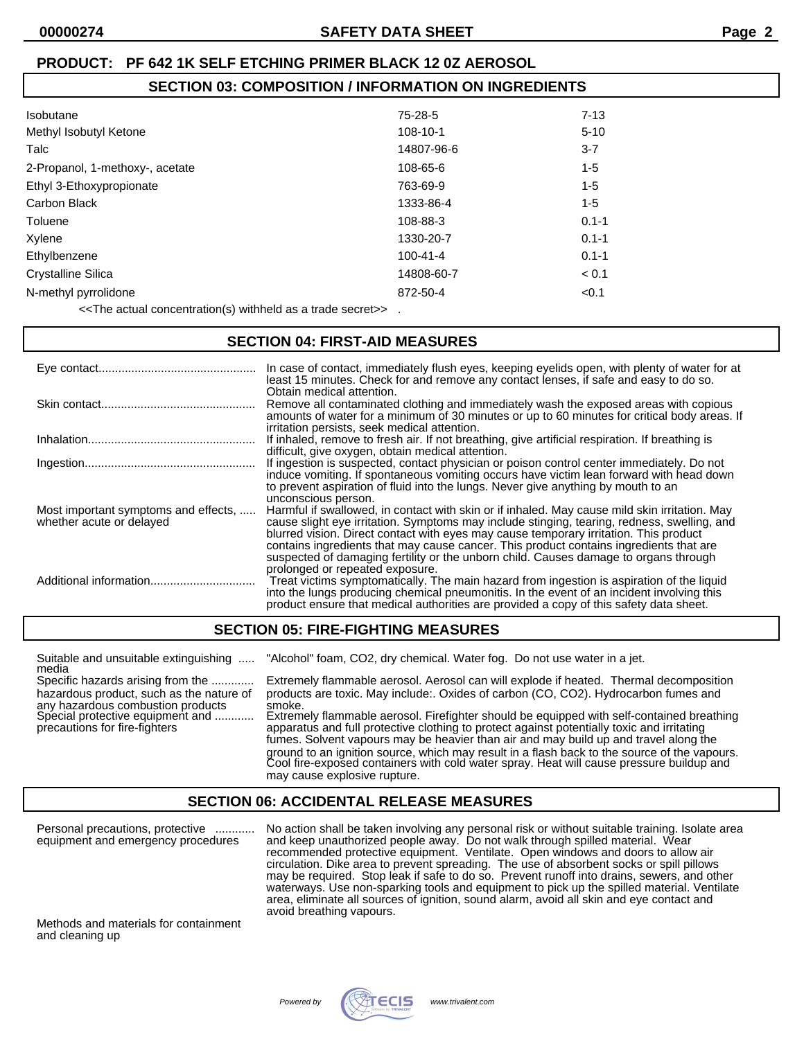**PRODUCT: PF 642 1K SELF ETCHING PRIMER BLACK 12 0Z AEROSOL**

## SECTION 03: COMPOSITION / INFORMATION ON INGREDIENTS

| | | |
|---|---|---|
| Isobutane | 75-28-5 | 7-13 |
| Methyl Isobutyl Ketone | 108-10-1 | 5-10 |
| Talc | 14807-96-6 | 3-7 |
| 2-Propanol, 1-methoxy-, acetate | 108-65-6 | 1-5 |
| Ethyl 3-Ethoxypropionate | 763-69-9 | 1-5 |
| Carbon Black | 1333-86-4 | 1-5 |
| Toluene | 108-88-3 | 0.1-1 |
| Xylene | 1330-20-7 | 0.1-1 |
| Ethylbenzene | 100-41-4 | 0.1-1 |
| Crystalline Silica | 14808-60-7 | < 0.1 |
| N-methyl pyrrolidone | 872-50-4 | <0.1 |

<<The actual concentration(s) withheld as a trade secret>> .

## SECTION 04: FIRST-AID MEASURES

| | |
|---|---|
| Eye contact | In case of contact, immediately flush eyes, keeping eyelids open, with plenty of water for at least 15 minutes. Check for and remove any contact lenses, if safe and easy to do so. Obtain medical attention. |
| Skin contact | Remove all contaminated clothing and immediately wash the exposed areas with copious amounts of water for a minimum of 30 minutes or up to 60 minutes for critical body areas. If irritation persists, seek medical attention. |
| Inhalation | If inhaled, remove to fresh air. If not breathing, give artificial respiration. If breathing is difficult, give oxygen, obtain medical attention. |
| Ingestion | If ingestion is suspected, contact physician or poison control center immediately. Do not induce vomiting. If spontaneous vomiting occurs have victim lean forward with head down to prevent aspiration of fluid into the lungs. Never give anything by mouth to an unconscious person. |
| Most important symptoms and effects, whether acute or delayed | Harmful if swallowed, in contact with skin or if inhaled. May cause mild skin irritation. May cause slight eye irritation. Symptoms may include stinging, tearing, redness, swelling, and blurred vision. Direct contact with eyes may cause temporary irritation. This product contains ingredients that may cause cancer. This product contains ingredients that are suspected of damaging fertility or the unborn child. Causes damage to organs through prolonged or repeated exposure. |
| Additional information | Treat victims symptomatically. The main hazard from ingestion is aspiration of the liquid into the lungs producing chemical pneumonitis. In the event of an incident involving this product ensure that medical authorities are provided a copy of this safety data sheet. |

## SECTION 05: FIRE-FIGHTING MEASURES

| | |
|---|---|
| Suitable and unsuitable extinguishing media | "Alcohol" foam, CO2, dry chemical. Water fog. Do not use water in a jet. |
| Specific hazards arising from the hazardous product, such as the nature of any hazardous combustion products | Extremely flammable aerosol. Aerosol can will explode if heated. Thermal decomposition products are toxic. May include:. Oxides of carbon (CO, CO2). Hydrocarbon fumes and smoke. |
| Special protective equipment and precautions for fire-fighters | Extremely flammable aerosol. Firefighter should be equipped with self-contained breathing apparatus and full protective clothing to protect against potentially toxic and irritating fumes. Solvent vapours may be heavier than air and may build up and travel along the ground to an ignition source, which may result in a flash back to the source of the vapours. Cool fire-exposed containers with cold water spray. Heat will cause pressure buildup and may cause explosive rupture. |

## SECTION 06: ACCIDENTAL RELEASE MEASURES

| | |
|---|---|
| Personal precautions, protective equipment and emergency procedures | No action shall be taken involving any personal risk or without suitable training. Isolate area and keep unauthorized people away. Do not walk through spilled material. Wear recommended protective equipment. Ventilate. Open windows and doors to allow air circulation. Dike area to prevent spreading. The use of absorbent socks or spill pillows may be required. Stop leak if safe to do so. Prevent runoff into drains, sewers, and other waterways. Use non-sparking tools and equipment to pick up the spilled material. Ventilate area, eliminate all sources of ignition, sound alarm, avoid all skin and eye contact and avoid breathing vapours. |
| Methods and materials for containment and cleaning up | |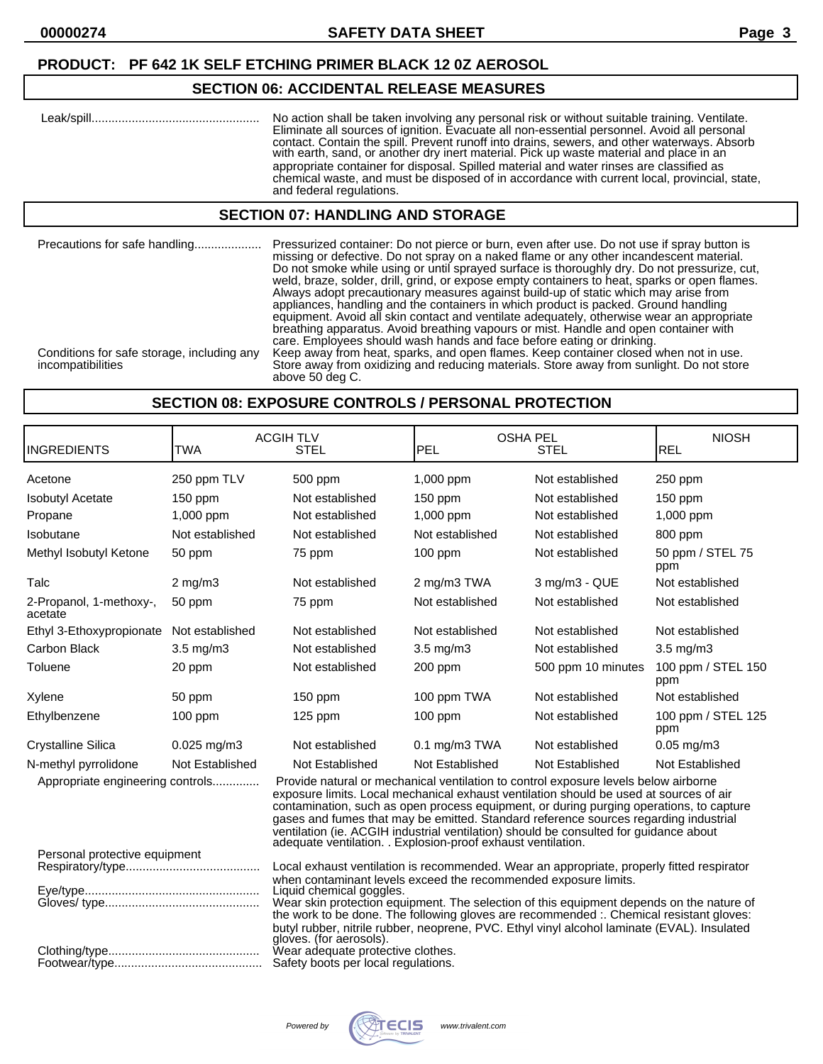**PRODUCT: PF 642 1K SELF ETCHING PRIMER BLACK 12 0Z AEROSOL**

## SECTION 06: ACCIDENTAL RELEASE MEASURES

Leak/spill.................................................. No action shall be taken involving any personal risk or without suitable training. Ventilate. Eliminate all sources of ignition. Evacuate all non-essential personnel. Avoid all personal contact. Contain the spill. Prevent runoff into drains, sewers, and other waterways. Absorb with earth, sand, or another dry inert material. Pick up waste material and place in an appropriate container for disposal. Spilled material and water rinses are classified as chemical waste, and must be disposed of in accordance with current local, provincial, state, and federal regulations.

## SECTION 07: HANDLING AND STORAGE

Precautions for safe handling.................... Pressurized container: Do not pierce or burn, even after use. Do not use if spray button is missing or defective. Do not spray on a naked flame or any other incandescent material. Do not smoke while using or until sprayed surface is thoroughly dry. Do not pressurize, cut, weld, braze, solder, drill, grind, or expose empty containers to heat, sparks or open flames. Always adopt precautionary measures against build-up of static which may arise from appliances, handling and the containers in which product is packed. Ground handling equipment. Avoid all skin contact and ventilate adequately, otherwise wear an appropriate breathing apparatus. Avoid breathing vapours or mist. Handle and open container with care. Employees should wash hands and face before eating or drinking.

Conditions for safe storage, including any incompatibilities: Keep away from heat, sparks, and open flames. Keep container closed when not in use. Store away from oxidizing and reducing materials. Store away from sunlight. Do not store above 50 deg C.

## SECTION 08: EXPOSURE CONTROLS / PERSONAL PROTECTION

| INGREDIENTS | ACGIH TLV TWA | ACGIH TLV STEL | OSHA PEL PEL | OSHA PEL STEL | NIOSH REL |
|---|---|---|---|---|---|
| Acetone | 250 ppm TLV | 500 ppm | 1,000 ppm | Not established | 250 ppm |
| Isobutyl Acetate | 150 ppm | Not established | 150 ppm | Not established | 150 ppm |
| Propane | 1,000 ppm | Not established | 1,000 ppm | Not established | 1,000 ppm |
| Isobutane | Not established | Not established | Not established | Not established | 800 ppm |
| Methyl Isobutyl Ketone | 50 ppm | 75 ppm | 100 ppm | Not established | 50 ppm / STEL 75 ppm |
| Talc | 2 mg/m3 | Not established | 2 mg/m3 TWA | 3 mg/m3 - QUE | Not established |
| 2-Propanol, 1-methoxy-, acetate | 50 ppm | 75 ppm | Not established | Not established | Not established |
| Ethyl 3-Ethoxypropionate | Not established | Not established | Not established | Not established | Not established |
| Carbon Black | 3.5 mg/m3 | Not established | 3.5 mg/m3 | Not established | 3.5 mg/m3 |
| Toluene | 20 ppm | Not established | 200 ppm | 500 ppm 10 minutes | 100 ppm / STEL 150 ppm |
| Xylene | 50 ppm | 150 ppm | 100 ppm TWA | Not established | Not established |
| Ethylbenzene | 100 ppm | 125 ppm | 100 ppm | Not established | 100 ppm / STEL 125 ppm |
| Crystalline Silica | 0.025 mg/m3 | Not established | 0.1 mg/m3 TWA | Not established | 0.05 mg/m3 |
| N-methyl pyrrolidone | Not Established | Not Established | Not Established | Not Established | Not Established |

Appropriate engineering controls.............. Provide natural or mechanical ventilation to control exposure levels below airborne exposure limits. Local mechanical exhaust ventilation should be used at sources of air contamination, such as open process equipment, or during purging operations, to capture gases and fumes that may be emitted. Standard reference sources regarding industrial ventilation (ie. ACGIH industrial ventilation) should be consulted for guidance about adequate ventilation. . Explosion-proof exhaust ventilation.

Personal protective equipment

Respiratory/type........................................ Local exhaust ventilation is recommended. Wear an appropriate, properly fitted respirator when contaminant levels exceed the recommended exposure limits.

Eye/type.................................................... Liquid chemical goggles.

Gloves/ type.............................................. Wear skin protection equipment. The selection of this equipment depends on the nature of the work to be done. The following gloves are recommended :. Chemical resistant gloves: butyl rubber, nitrile rubber, neoprene, PVC. Ethyl vinyl alcohol laminate (EVAL). Insulated gloves. (for aerosols).

Clothing/type............................................. Wear adequate protective clothes.

Footwear/type............................................ Safety boots per local regulations.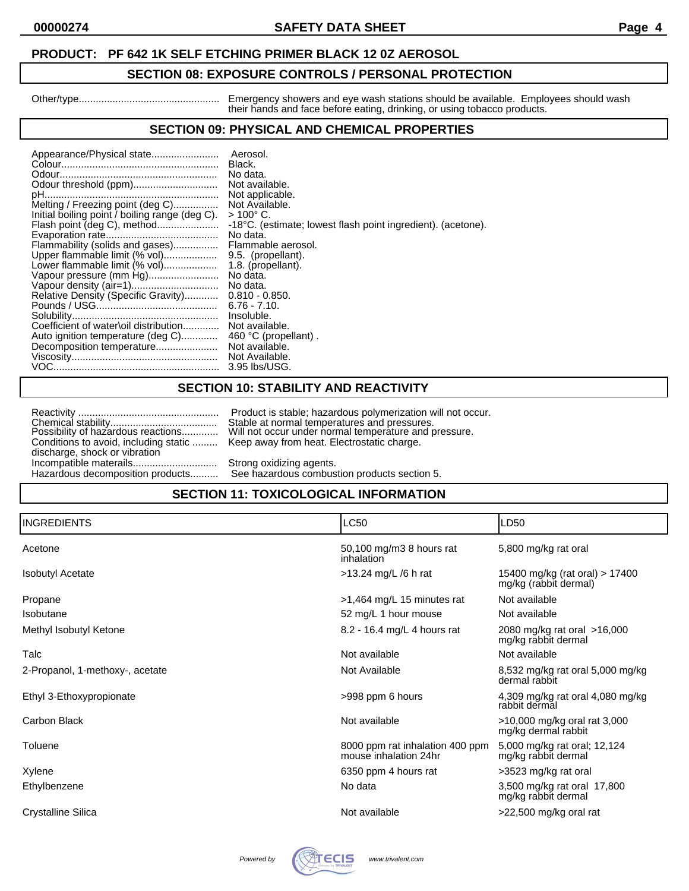**PRODUCT: PF 642 1K SELF ETCHING PRIMER BLACK 12 0Z AEROSOL**

## SECTION 08: EXPOSURE CONTROLS / PERSONAL PROTECTION

Other/type................................................. Emergency showers and eye wash stations should be available. Employees should wash their hands and face before eating, drinking, or using tobacco products.

## SECTION 09: PHYSICAL AND CHEMICAL PROPERTIES

| | |
|---|---|
| Appearance/Physical state........................ | Aerosol. |
| Colour........................................................ | Black. |
| Odour........................................................ | No data. |
| Odour threshold (ppm).............................. | Not available. |
| pH.............................................................. | Not applicable. |
| Melting / Freezing point (deg C)................ | Not Available. |
| Initial boiling point / boiling range (deg C). | > 100° C. |
| Flash point (deg C), method...................... | -18°C. (estimate; lowest flash point ingredient). (acetone). |
| Evaporation rate........................................ | No data. |
| Flammability (solids and gases)................ | Flammable aerosol. |
| Upper flammable limit (% vol)................... | 9.5. (propellant). |
| Lower flammable limit (% vol)................... | 1.8. (propellant). |
| Vapour pressure (mm Hg)......................... | No data. |
| Vapour density (air=1).............................. | No data. |
| Relative Density (Specific Gravity)............ | 0.810 - 0.850. |
| Pounds / USG........................................... | 6.76 - 7.10. |
| Solubility................................................... | Insoluble. |
| Coefficient of water\oil distribution............. | Not available. |
| Auto ignition temperature (deg C)............. | 460 °C (propellant) . |
| Decomposition temperature...................... | Not available. |
| Viscosity.................................................... | Not Available. |
| VOC........................................................... | 3.95 lbs/USG. |

## SECTION 10: STABILITY AND REACTIVITY

| | |
|---|---|
| Reactivity .................................................. | Product is stable; hazardous polymerization will not occur. |
| Chemical stability....................................... | Stable at normal temperatures and pressures. |
| Possibility of hazardous reactions............. | Will not occur under normal temperature and pressure. |
| Conditions to avoid, including static ......... discharge, shock or vibration | Keep away from heat. Electrostatic charge. |
| Incompatible materails.............................. | Strong oxidizing agents. |
| Hazardous decomposition products.......... | See hazardous combustion products section 5. |

## SECTION 11: TOXICOLOGICAL INFORMATION

| INGREDIENTS | LC50 | LD50 |
|---|---|---|
| Acetone | 50,100 mg/m3 8 hours rat inhalation | 5,800 mg/kg rat oral |
| Isobutyl Acetate | >13.24 mg/L /6 h rat | 15400 mg/kg (rat oral) > 17400 mg/kg (rabbit dermal) |
| Propane | >1,464 mg/L 15 minutes rat | Not available |
| Isobutane | 52 mg/L 1 hour mouse | Not available |
| Methyl Isobutyl Ketone | 8.2 - 16.4 mg/L 4 hours rat | 2080 mg/kg rat oral >16,000 mg/kg rabbit dermal |
| Talc | Not available | Not available |
| 2-Propanol, 1-methoxy-, acetate | Not Available | 8,532 mg/kg rat oral 5,000 mg/kg dermal rabbit |
| Ethyl 3-Ethoxypropionate | >998 ppm 6 hours | 4,309 mg/kg rat oral 4,080 mg/kg rabbit dermal |
| Carbon Black | Not available | >10,000 mg/kg oral rat 3,000 mg/kg dermal rabbit |
| Toluene | 8000 ppm rat inhalation 400 ppm mouse inhalation 24hr | 5,000 mg/kg rat oral; 12,124 mg/kg rabbit dermal |
| Xylene | 6350 ppm 4 hours rat | >3523 mg/kg rat oral |
| Ethylbenzene | No data | 3,500 mg/kg rat oral 17,800 mg/kg rabbit dermal |
| Crystalline Silica | Not available | >22,500 mg/kg oral rat |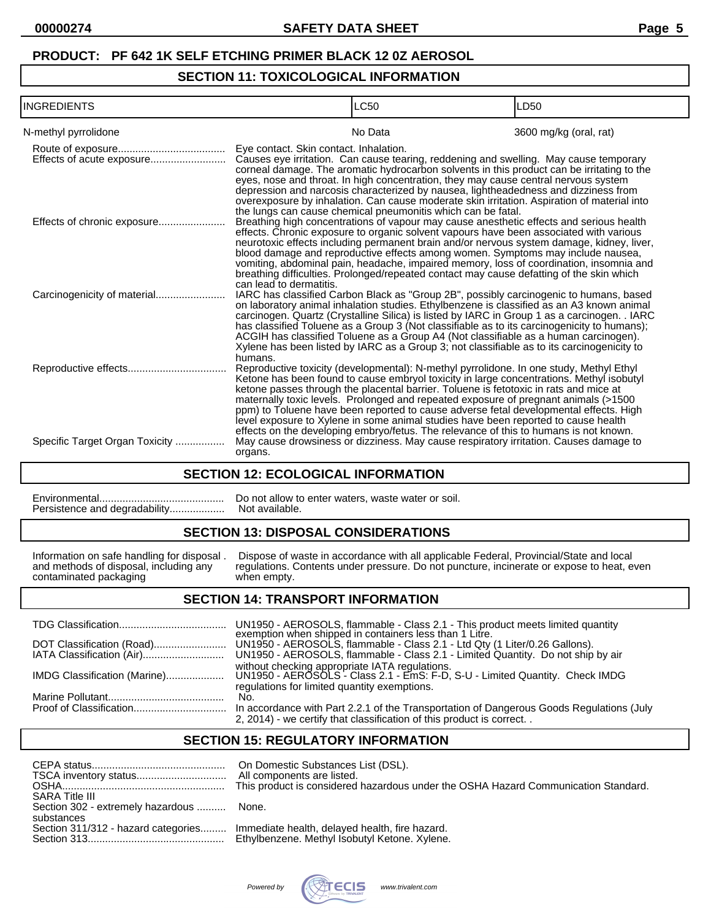**PRODUCT: PF 642 1K SELF ETCHING PRIMER BLACK 12 0Z AEROSOL**

## SECTION 11: TOXICOLOGICAL INFORMATION

| INGREDIENTS | LC50 | LD50 |
|---|---|---|
| N-methyl pyrrolidone | No Data | 3600 mg/kg (oral, rat) |

Route of exposure.................................... Eye contact. Skin contact. Inhalation.

Effects of acute exposure.......................... Causes eye irritation. Can cause tearing, reddening and swelling. May cause temporary corneal damage. The aromatic hydrocarbon solvents in this product can be irritating to the eyes, nose and throat. In high concentration, they may cause central nervous system depression and narcosis characterized by nausea, lightheadedness and dizziness from overexposure by inhalation. Can cause moderate skin irritation. Aspiration of material into the lungs can cause chemical pneumonitis which can be fatal.

Effects of chronic exposure....................... Breathing high concentrations of vapour may cause anesthetic effects and serious health effects. Chronic exposure to organic solvent vapours have been associated with various neurotoxic effects including permanent brain and/or nervous system damage, kidney, liver, blood damage and reproductive effects among women. Symptoms may include nausea, vomiting, abdominal pain, headache, impaired memory, loss of coordination, insomnia and breathing difficulties. Prolonged/repeated contact may cause defatting of the skin which can lead to dermatitis.

Carcinogenicity of material........................ IARC has classified Carbon Black as "Group 2B", possibly carcinogenic to humans, based on laboratory animal inhalation studies. Ethylbenzene is classified as an A3 known animal carcinogen. Quartz (Crystalline Silica) is listed by IARC in Group 1 as a carcinogen. . IARC has classified Toluene as a Group 3 (Not classifiable as to its carcinogenicity to humans); ACGIH has classified Toluene as a Group A4 (Not classifiable as a human carcinogen). Xylene has been listed by IARC as a Group 3; not classifiable as to its carcinogenicity to humans.

Reproductive effects................................. Reproductive toxicity (developmental): N-methyl pyrrolidone. In one study, Methyl Ethyl Ketone has been found to cause embryol toxicity in large concentrations. Methyl isobutyl ketone passes through the placental barrier. Toluene is fetotoxic in rats and mice at maternally toxic levels. Prolonged and repeated exposure of pregnant animals (>1500 ppm) to Toluene have been reported to cause adverse fetal developmental effects. High level exposure to Xylene in some animal studies have been reported to cause health effects on the developing embryo/fetus. The relevance of this to humans is not known.

Specific Target Organ Toxicity ................. May cause drowsiness or dizziness. May cause respiratory irritation. Causes damage to organs.

## SECTION 12: ECOLOGICAL INFORMATION

Environmental........................................... Do not allow to enter waters, waste water or soil.

Persistence and degradability................... Not available.

## SECTION 13: DISPOSAL CONSIDERATIONS

Information on safe handling for disposal . and methods of disposal, including any contaminated packaging — Dispose of waste in accordance with all applicable Federal, Provincial/State and local regulations. Contents under pressure. Do not puncture, incinerate or expose to heat, even when empty.

## SECTION 14: TRANSPORT INFORMATION

TDG Classification..................................... UN1950 - AEROSOLS, flammable - Class 2.1 - This product meets limited quantity exemption when shipped in containers less than 1 Litre.

DOT Classification (Road)......................... UN1950 - AEROSOLS, flammable - Class 2.1 - Ltd Qty (1 Liter/0.26 Gallons).

IATA Classification (Air)............................ UN1950 - AEROSOLS, flammable - Class 2.1 - Limited Quantity. Do not ship by air without checking appropriate IATA regulations.

IMDG Classification (Marine).................... UN1950 - AEROSOLS - Class 2.1 - EmS: F-D, S-U - Limited Quantity. Check IMDG regulations for limited quantity exemptions.

Marine Pollutant........................................ No.

Proof of Classification................................ In accordance with Part 2.2.1 of the Transportation of Dangerous Goods Regulations (July 2, 2014) - we certify that classification of this product is correct. .

## SECTION 15: REGULATORY INFORMATION

CEPA status............................................. On Domestic Substances List (DSL).

TSCA inventory status............................... All components are listed.

OSHA........................................................ This product is considered hazardous under the OSHA Hazard Communication Standard.

SARA Title III

Section 302 - extremely hazardous .......... substances — None.

Section 311/312 - hazard categories......... Immediate health, delayed health, fire hazard.

Section 313............................................... Ethylbenzene. Methyl Isobutyl Ketone. Xylene.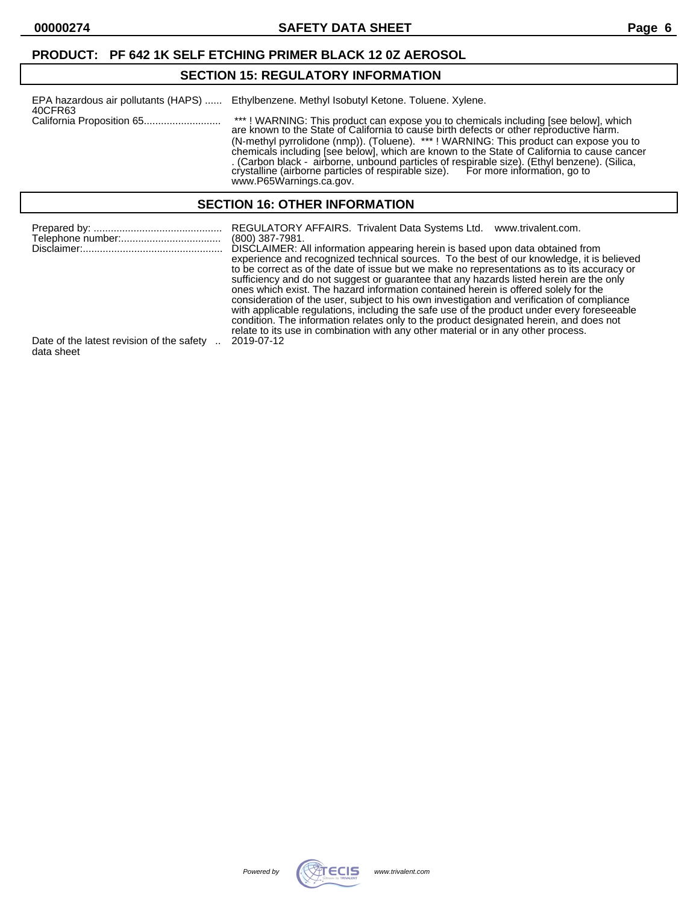**PRODUCT: PF 642 1K SELF ETCHING PRIMER BLACK 12 0Z AEROSOL**

## SECTION 15: REGULATORY INFORMATION

EPA hazardous air pollutants (HAPS) 40CFR63 ...... Ethylbenzene. Methyl Isobutyl Ketone. Toluene. Xylene.

California Proposition 65........................... *** ! WARNING: This product can expose you to chemicals including [see below], which are known to the State of California to cause birth defects or other reproductive harm. (N-methyl pyrrolidone (nmp)). (Toluene). *** ! WARNING: This product can expose you to chemicals including [see below], which are known to the State of California to cause cancer . (Carbon black - airborne, unbound particles of respirable size). (Ethyl benzene). (Silica, crystalline (airborne particles of respirable size). For more information, go to www.P65Warnings.ca.gov.

## SECTION 16: OTHER INFORMATION

Prepared by: ............................................ REGULATORY AFFAIRS. Trivalent Data Systems Ltd. www.trivalent.com.

Telephone number:................................... (800) 387-7981.

Disclaimer:................................................. DISCLAIMER: All information appearing herein is based upon data obtained from experience and recognized technical sources. To the best of our knowledge, it is believed to be correct as of the date of issue but we make no representations as to its accuracy or sufficiency and do not suggest or guarantee that any hazards listed herein are the only ones which exist. The hazard information contained herein is offered solely for the consideration of the user, subject to his own investigation and verification of compliance with applicable regulations, including the safe use of the product under every foreseeable condition. The information relates only to the product designated herein, and does not relate to its use in combination with any other material or in any other process.

Date of the latest revision of the safety data sheet .. 2019-07-12